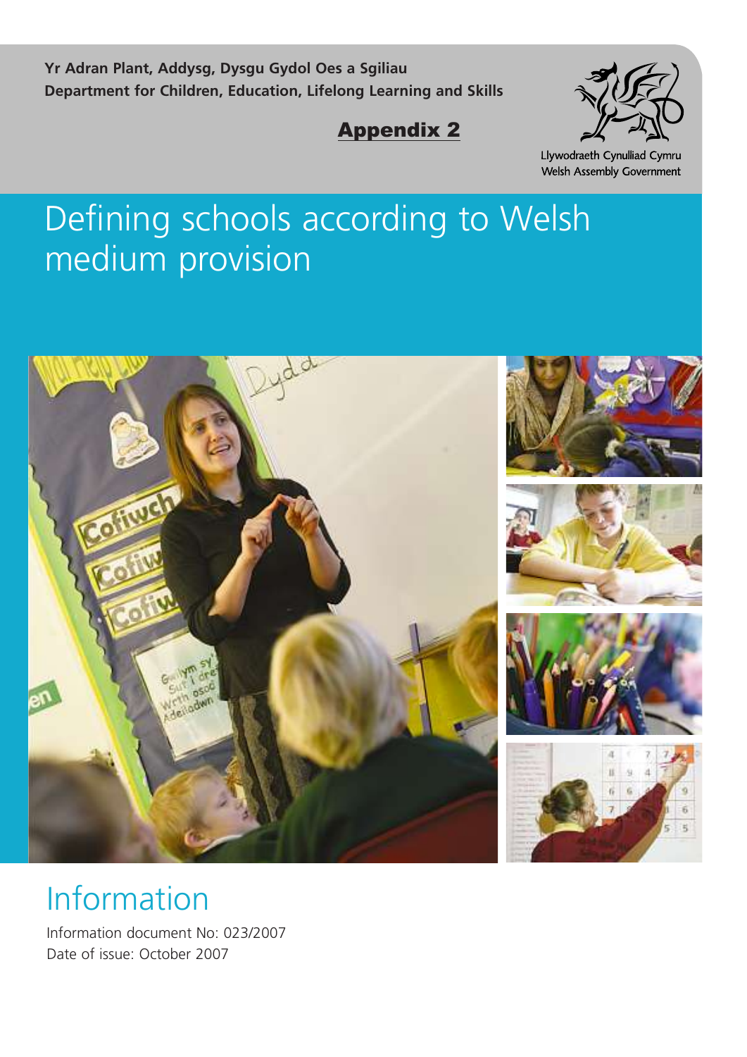**Yr Adran Plant, Addysg, Dysgu Gydol Oes a Sgiliau**
**Department for Children, Education, Lifelong Learning and Skills**

**Appendix 2**

Llywodraeth Cynulliad Cymru
Welsh Assembly Government

# Defining schools according to Welsh medium provision

## Information

Information document No: 023/2007
Date of issue: October 2007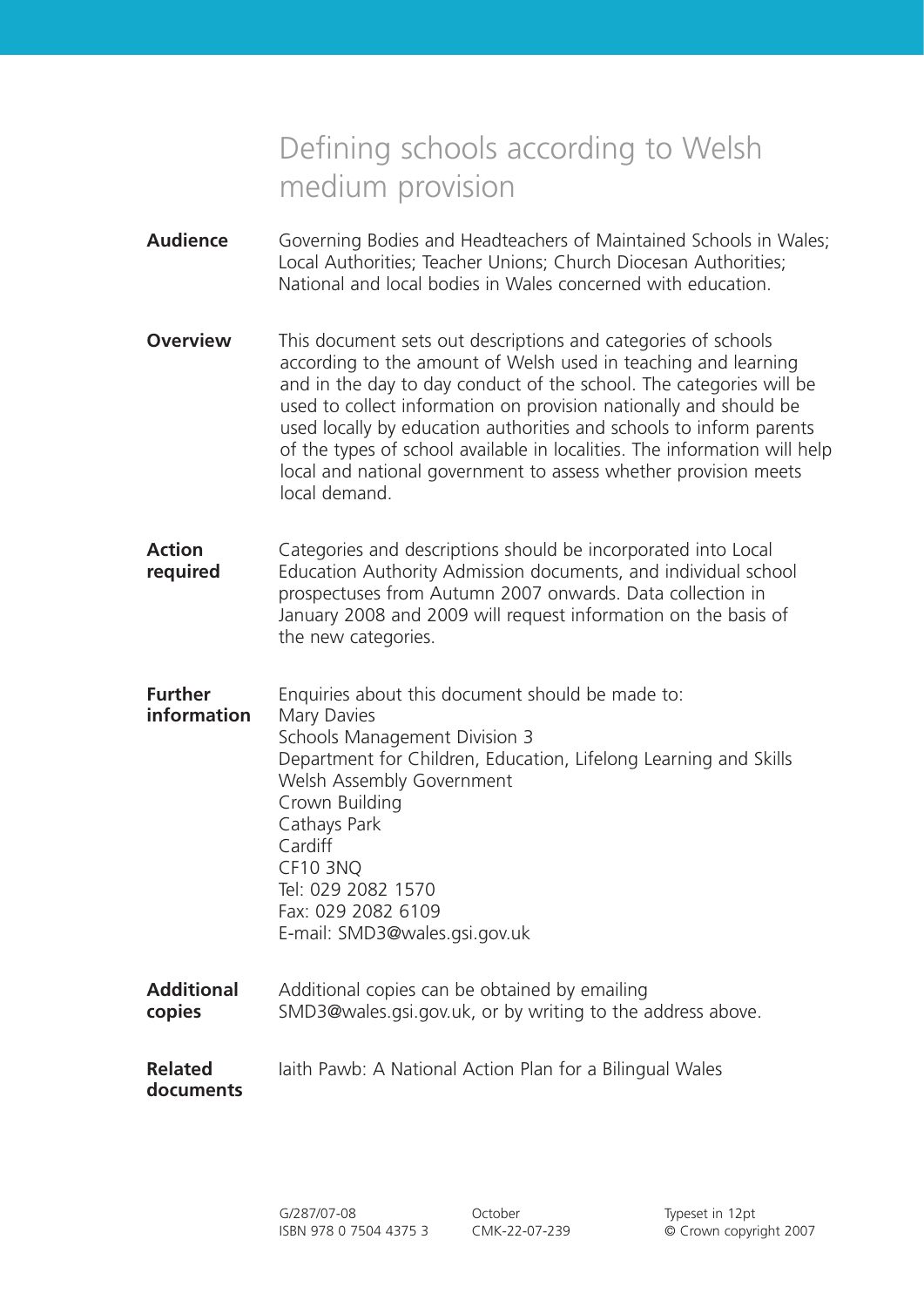# Defining schools according to Welsh medium provision

**Audience**

Governing Bodies and Headteachers of Maintained Schools in Wales; Local Authorities; Teacher Unions; Church Diocesan Authorities; National and local bodies in Wales concerned with education.

**Overview**

This document sets out descriptions and categories of schools according to the amount of Welsh used in teaching and learning and in the day to day conduct of the school. The categories will be used to collect information on provision nationally and should be used locally by education authorities and schools to inform parents of the types of school available in localities. The information will help local and national government to assess whether provision meets local demand.

**Action required**

Categories and descriptions should be incorporated into Local Education Authority Admission documents, and individual school prospectuses from Autumn 2007 onwards. Data collection in January 2008 and 2009 will request information on the basis of the new categories.

**Further information**

Enquiries about this document should be made to:
Mary Davies
Schools Management Division 3
Department for Children, Education, Lifelong Learning and Skills
Welsh Assembly Government
Crown Building
Cathays Park
Cardiff
CF10 3NQ
Tel: 029 2082 1570
Fax: 029 2082 6109
E-mail: SMD3@wales.gsi.gov.uk

**Additional copies**

Additional copies can be obtained by emailing SMD3@wales.gsi.gov.uk, or by writing to the address above.

**Related documents**

Iaith Pawb: A National Action Plan for a Bilingual Wales

G/287/07-08
ISBN 978 0 7504 4375 3

October
CMK-22-07-239

Typeset in 12pt
© Crown copyright 2007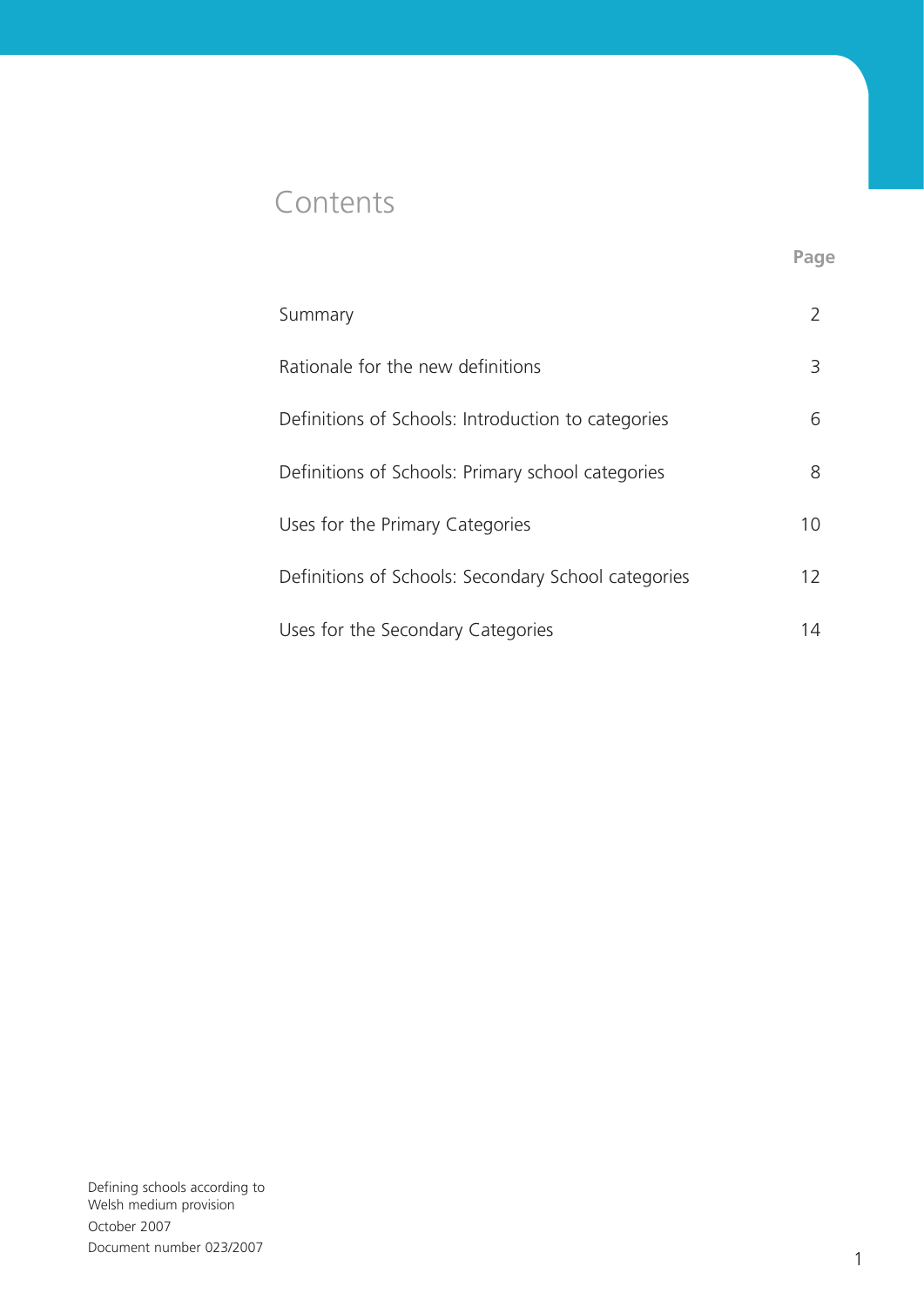# Contents

| | Page |
|---|---|
| Summary | 2 |
| Rationale for the new definitions | 3 |
| Definitions of Schools: Introduction to categories | 6 |
| Definitions of Schools: Primary school categories | 8 |
| Uses for the Primary Categories | 10 |
| Definitions of Schools: Secondary School categories | 12 |
| Uses for the Secondary Categories | 14 |

Defining schools according to Welsh medium provision
October 2007
Document number 023/2007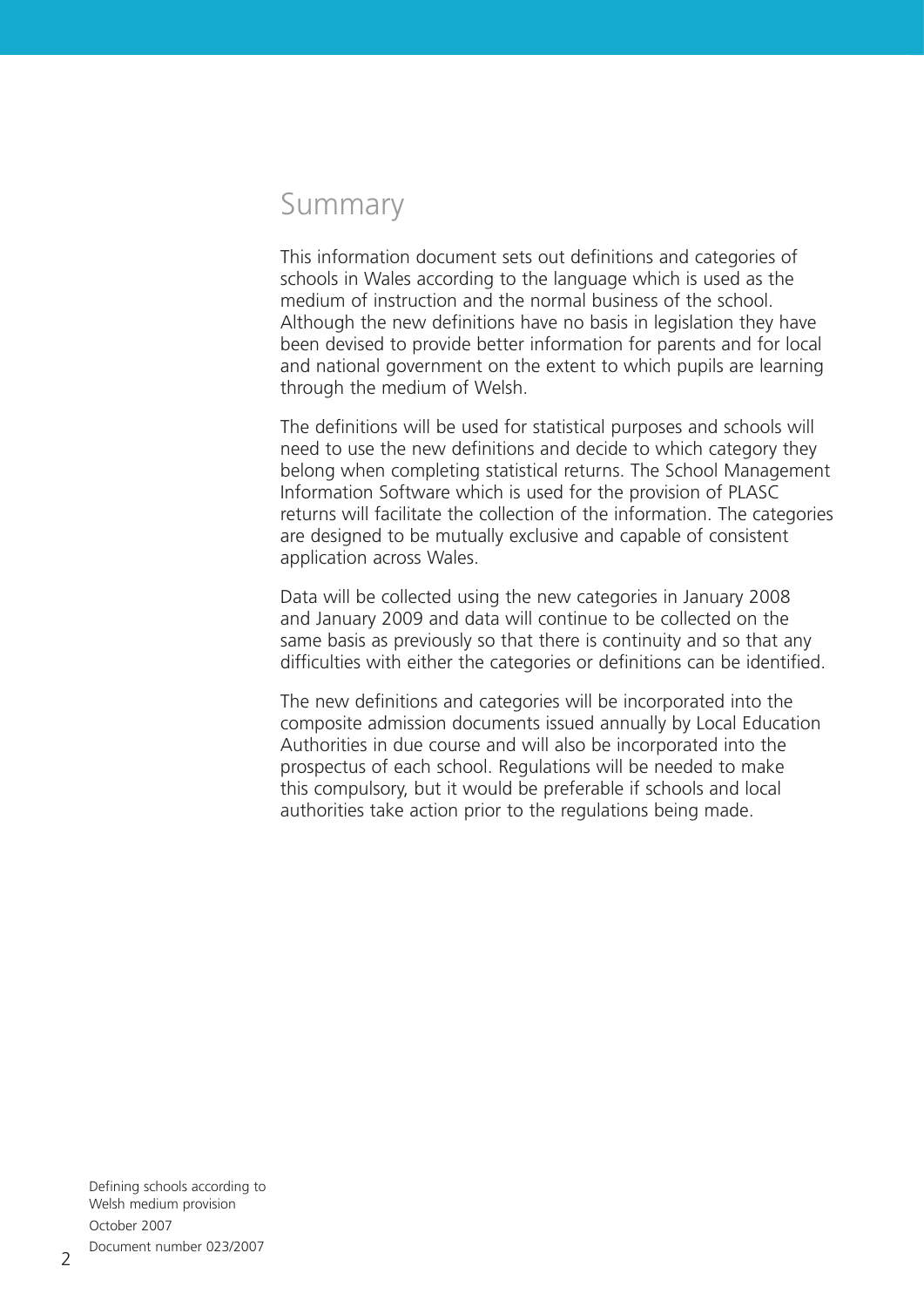## Summary

This information document sets out definitions and categories of schools in Wales according to the language which is used as the medium of instruction and the normal business of the school. Although the new definitions have no basis in legislation they have been devised to provide better information for parents and for local and national government on the extent to which pupils are learning through the medium of Welsh.

The definitions will be used for statistical purposes and schools will need to use the new definitions and decide to which category they belong when completing statistical returns. The School Management Information Software which is used for the provision of PLASC returns will facilitate the collection of the information. The categories are designed to be mutually exclusive and capable of consistent application across Wales.

Data will be collected using the new categories in January 2008 and January 2009 and data will continue to be collected on the same basis as previously so that there is continuity and so that any difficulties with either the categories or definitions can be identified.

The new definitions and categories will be incorporated into the composite admission documents issued annually by Local Education Authorities in due course and will also be incorporated into the prospectus of each school. Regulations will be needed to make this compulsory, but it would be preferable if schools and local authorities take action prior to the regulations being made.

Defining schools according to Welsh medium provision
October 2007
Document number 023/2007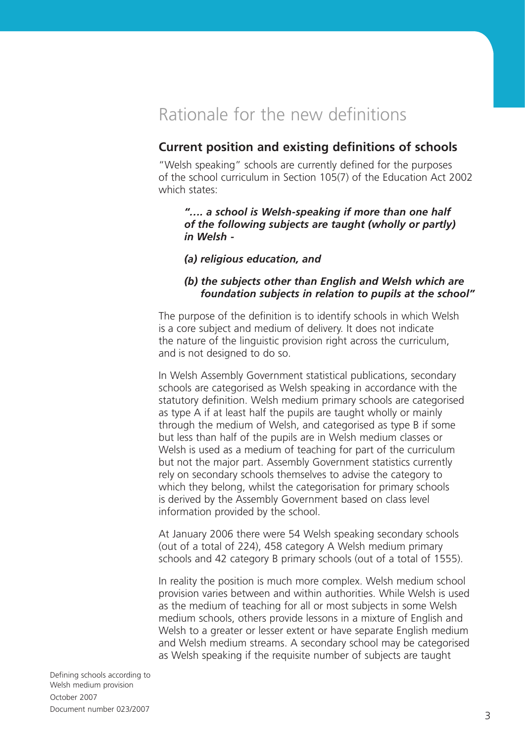# Rationale for the new definitions

## Current position and existing definitions of schools

"Welsh speaking" schools are currently defined for the purposes of the school curriculum in Section 105(7) of the Education Act 2002 which states:

> ***"…. a school is Welsh-speaking if more than one half of the following subjects are taught (wholly or partly) in Welsh -***
>
> ***(a) religious education, and***
>
> ***(b) the subjects other than English and Welsh which are foundation subjects in relation to pupils at the school"***

The purpose of the definition is to identify schools in which Welsh is a core subject and medium of delivery. It does not indicate the nature of the linguistic provision right across the curriculum, and is not designed to do so.

In Welsh Assembly Government statistical publications, secondary schools are categorised as Welsh speaking in accordance with the statutory definition. Welsh medium primary schools are categorised as type A if at least half the pupils are taught wholly or mainly through the medium of Welsh, and categorised as type B if some but less than half of the pupils are in Welsh medium classes or Welsh is used as a medium of teaching for part of the curriculum but not the major part. Assembly Government statistics currently rely on secondary schools themselves to advise the category to which they belong, whilst the categorisation for primary schools is derived by the Assembly Government based on class level information provided by the school.

At January 2006 there were 54 Welsh speaking secondary schools (out of a total of 224), 458 category A Welsh medium primary schools and 42 category B primary schools (out of a total of 1555).

In reality the position is much more complex. Welsh medium school provision varies between and within authorities. While Welsh is used as the medium of teaching for all or most subjects in some Welsh medium schools, others provide lessons in a mixture of English and Welsh to a greater or lesser extent or have separate English medium and Welsh medium streams. A secondary school may be categorised as Welsh speaking if the requisite number of subjects are taught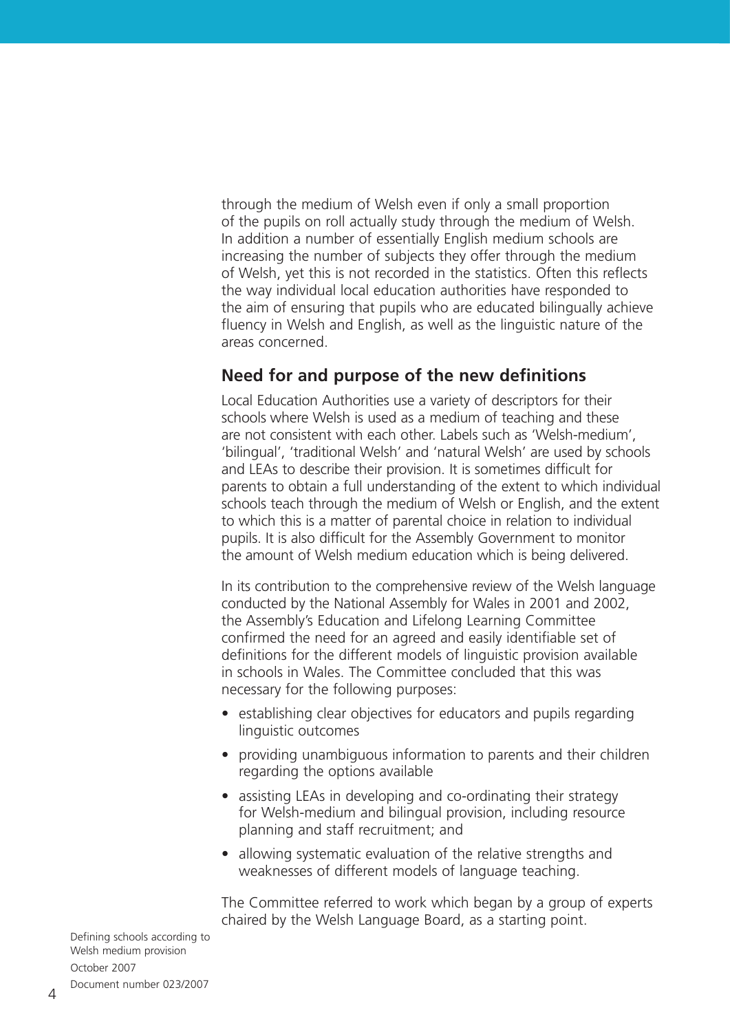through the medium of Welsh even if only a small proportion of the pupils on roll actually study through the medium of Welsh. In addition a number of essentially English medium schools are increasing the number of subjects they offer through the medium of Welsh, yet this is not recorded in the statistics. Often this reflects the way individual local education authorities have responded to the aim of ensuring that pupils who are educated bilingually achieve fluency in Welsh and English, as well as the linguistic nature of the areas concerned.

## Need for and purpose of the new definitions

Local Education Authorities use a variety of descriptors for their schools where Welsh is used as a medium of teaching and these are not consistent with each other. Labels such as 'Welsh-medium', 'bilingual', 'traditional Welsh' and 'natural Welsh' are used by schools and LEAs to describe their provision. It is sometimes difficult for parents to obtain a full understanding of the extent to which individual schools teach through the medium of Welsh or English, and the extent to which this is a matter of parental choice in relation to individual pupils. It is also difficult for the Assembly Government to monitor the amount of Welsh medium education which is being delivered.

In its contribution to the comprehensive review of the Welsh language conducted by the National Assembly for Wales in 2001 and 2002, the Assembly's Education and Lifelong Learning Committee confirmed the need for an agreed and easily identifiable set of definitions for the different models of linguistic provision available in schools in Wales. The Committee concluded that this was necessary for the following purposes:

- establishing clear objectives for educators and pupils regarding linguistic outcomes
- providing unambiguous information to parents and their children regarding the options available
- assisting LEAs in developing and co-ordinating their strategy for Welsh-medium and bilingual provision, including resource planning and staff recruitment; and
- allowing systematic evaluation of the relative strengths and weaknesses of different models of language teaching.

The Committee referred to work which began by a group of experts chaired by the Welsh Language Board, as a starting point.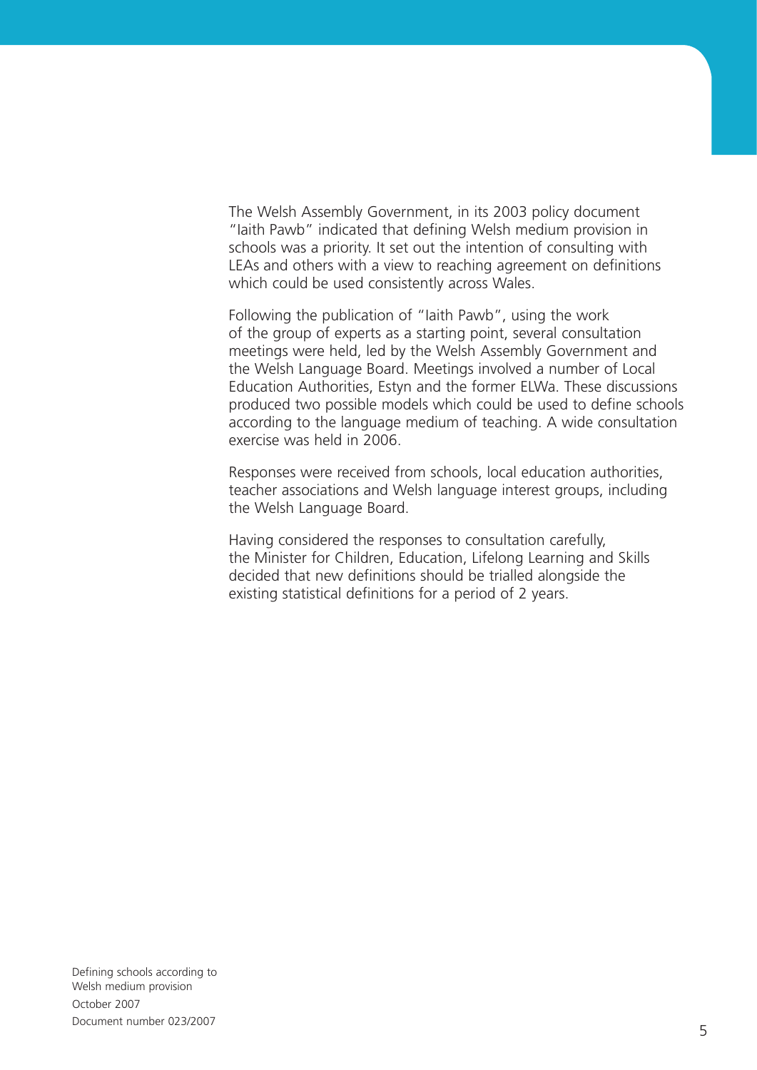The Welsh Assembly Government, in its 2003 policy document "Iaith Pawb" indicated that defining Welsh medium provision in schools was a priority. It set out the intention of consulting with LEAs and others with a view to reaching agreement on definitions which could be used consistently across Wales.

Following the publication of "Iaith Pawb", using the work of the group of experts as a starting point, several consultation meetings were held, led by the Welsh Assembly Government and the Welsh Language Board. Meetings involved a number of Local Education Authorities, Estyn and the former ELWa. These discussions produced two possible models which could be used to define schools according to the language medium of teaching. A wide consultation exercise was held in 2006.

Responses were received from schools, local education authorities, teacher associations and Welsh language interest groups, including the Welsh Language Board.

Having considered the responses to consultation carefully, the Minister for Children, Education, Lifelong Learning and Skills decided that new definitions should be trialled alongside the existing statistical definitions for a period of 2 years.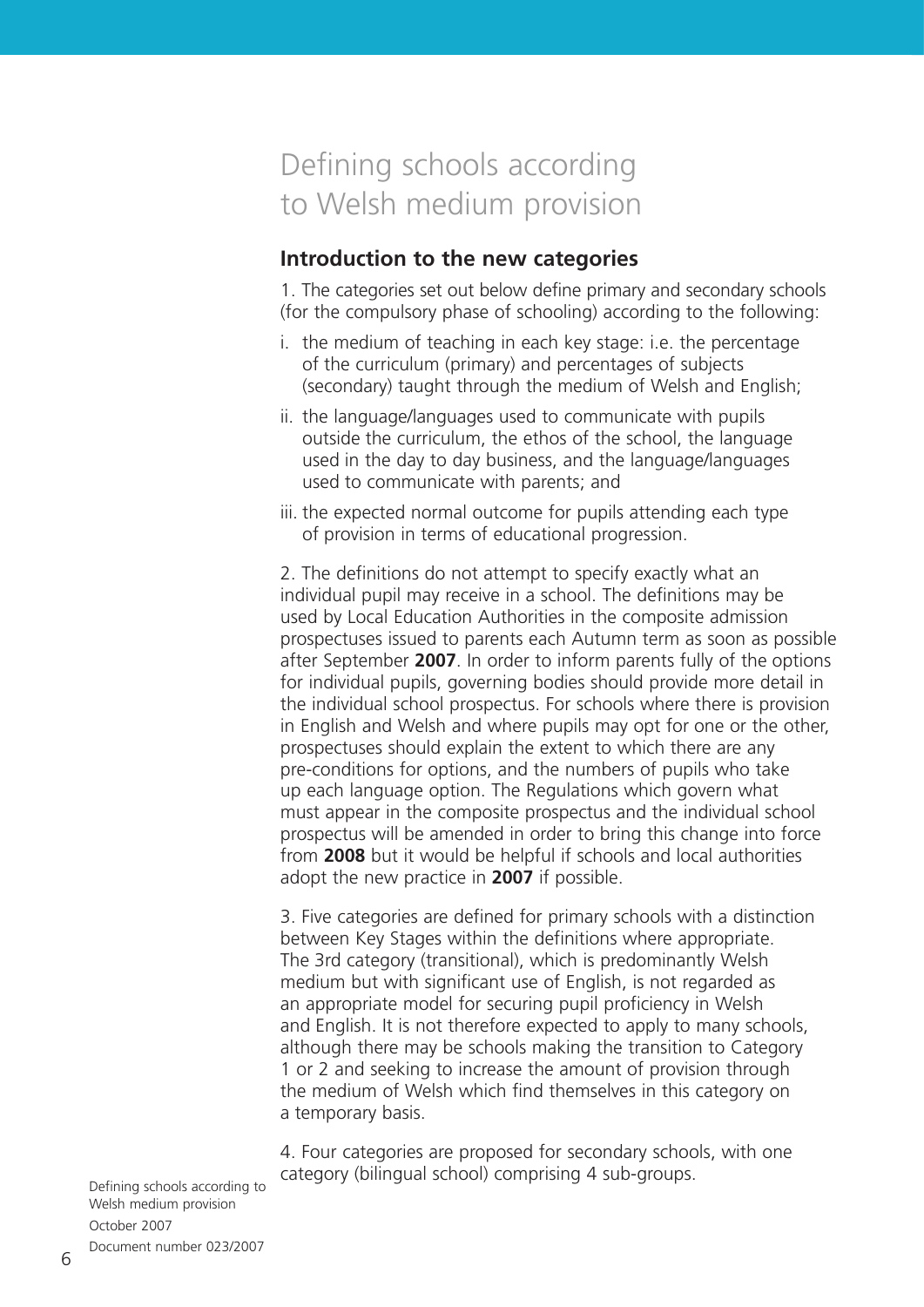# Defining schools according to Welsh medium provision

## Introduction to the new categories

1. The categories set out below define primary and secondary schools (for the compulsory phase of schooling) according to the following:

i. the medium of teaching in each key stage: i.e. the percentage of the curriculum (primary) and percentages of subjects (secondary) taught through the medium of Welsh and English;

ii. the language/languages used to communicate with pupils outside the curriculum, the ethos of the school, the language used in the day to day business, and the language/languages used to communicate with parents; and

iii. the expected normal outcome for pupils attending each type of provision in terms of educational progression.

2. The definitions do not attempt to specify exactly what an individual pupil may receive in a school. The definitions may be used by Local Education Authorities in the composite admission prospectuses issued to parents each Autumn term as soon as possible after September **2007**. In order to inform parents fully of the options for individual pupils, governing bodies should provide more detail in the individual school prospectus. For schools where there is provision in English and Welsh and where pupils may opt for one or the other, prospectuses should explain the extent to which there are any pre-conditions for options, and the numbers of pupils who take up each language option. The Regulations which govern what must appear in the composite prospectus and the individual school prospectus will be amended in order to bring this change into force from **2008** but it would be helpful if schools and local authorities adopt the new practice in **2007** if possible.

3. Five categories are defined for primary schools with a distinction between Key Stages within the definitions where appropriate. The 3rd category (transitional), which is predominantly Welsh medium but with significant use of English, is not regarded as an appropriate model for securing pupil proficiency in Welsh and English. It is not therefore expected to apply to many schools, although there may be schools making the transition to Category 1 or 2 and seeking to increase the amount of provision through the medium of Welsh which find themselves in this category on a temporary basis.

4. Four categories are proposed for secondary schools, with one category (bilingual school) comprising 4 sub-groups.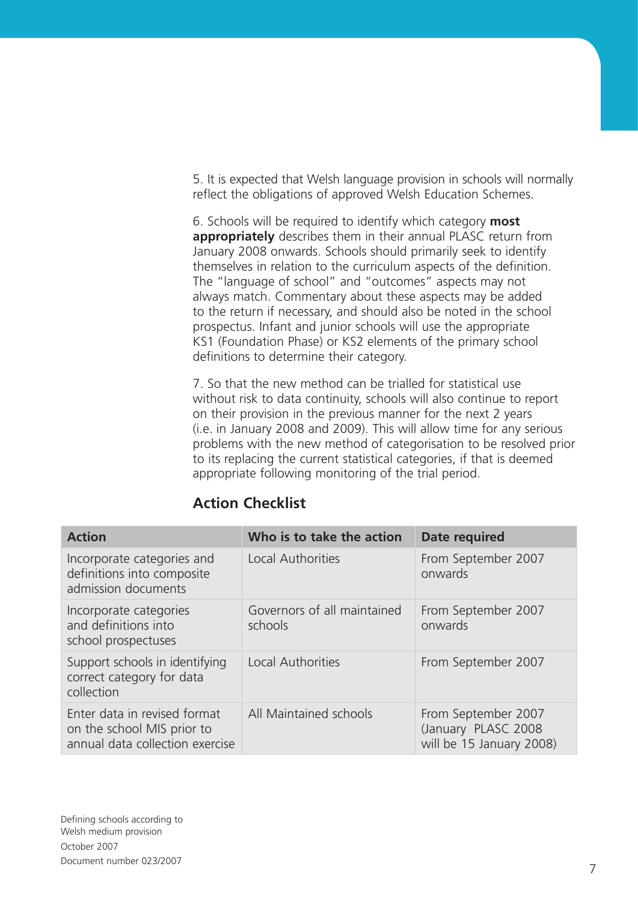5. It is expected that Welsh language provision in schools will normally reflect the obligations of approved Welsh Education Schemes.

6. Schools will be required to identify which category **most appropriately** describes them in their annual PLASC return from January 2008 onwards. Schools should primarily seek to identify themselves in relation to the curriculum aspects of the definition. The "language of school" and "outcomes" aspects may not always match. Commentary about these aspects may be added to the return if necessary, and should also be noted in the school prospectus. Infant and junior schools will use the appropriate KS1 (Foundation Phase) or KS2 elements of the primary school definitions to determine their category.

7. So that the new method can be trialled for statistical use without risk to data continuity, schools will also continue to report on their provision in the previous manner for the next 2 years (i.e. in January 2008 and 2009). This will allow time for any serious problems with the new method of categorisation to be resolved prior to its replacing the current statistical categories, if that is deemed appropriate following monitoring of the trial period.

## Action Checklist

| Action | Who is to take the action | Date required |
|---|---|---|
| Incorporate categories and definitions into composite admission documents | Local Authorities | From September 2007 onwards |
| Incorporate categories and definitions into school prospectuses | Governors of all maintained schools | From September 2007 onwards |
| Support schools in identifying correct category for data collection | Local Authorities | From September 2007 |
| Enter data in revised format on the school MIS prior to annual data collection exercise | All Maintained schools | From September 2007 (January PLASC 2008 will be 15 January 2008) |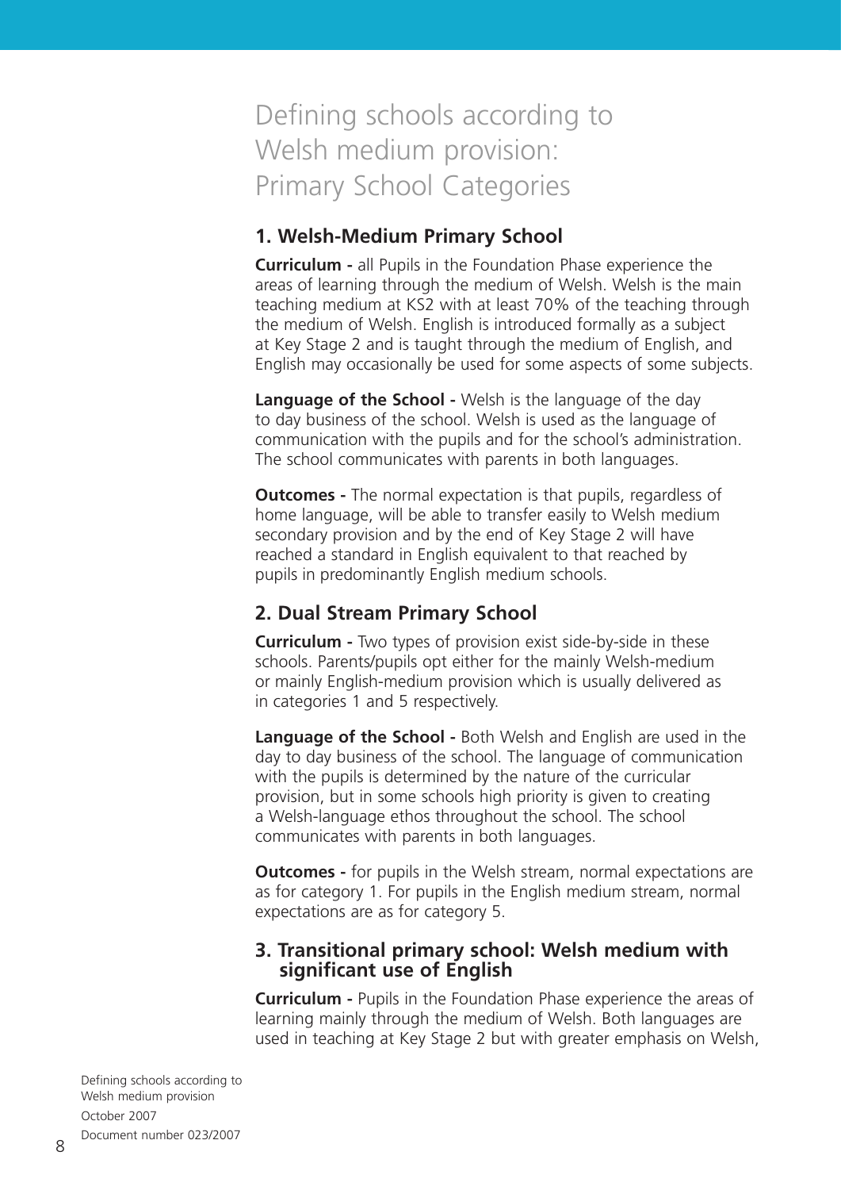# Defining schools according to Welsh medium provision: Primary School Categories

## 1. Welsh-Medium Primary School

**Curriculum -** all Pupils in the Foundation Phase experience the areas of learning through the medium of Welsh. Welsh is the main teaching medium at KS2 with at least 70% of the teaching through the medium of Welsh. English is introduced formally as a subject at Key Stage 2 and is taught through the medium of English, and English may occasionally be used for some aspects of some subjects.

**Language of the School -** Welsh is the language of the day to day business of the school. Welsh is used as the language of communication with the pupils and for the school's administration. The school communicates with parents in both languages.

**Outcomes -** The normal expectation is that pupils, regardless of home language, will be able to transfer easily to Welsh medium secondary provision and by the end of Key Stage 2 will have reached a standard in English equivalent to that reached by pupils in predominantly English medium schools.

## 2. Dual Stream Primary School

**Curriculum -** Two types of provision exist side-by-side in these schools. Parents/pupils opt either for the mainly Welsh-medium or mainly English-medium provision which is usually delivered as in categories 1 and 5 respectively.

**Language of the School -** Both Welsh and English are used in the day to day business of the school. The language of communication with the pupils is determined by the nature of the curricular provision, but in some schools high priority is given to creating a Welsh-language ethos throughout the school. The school communicates with parents in both languages.

**Outcomes -** for pupils in the Welsh stream, normal expectations are as for category 1. For pupils in the English medium stream, normal expectations are as for category 5.

## 3. Transitional primary school: Welsh medium with significant use of English

**Curriculum -** Pupils in the Foundation Phase experience the areas of learning mainly through the medium of Welsh. Both languages are used in teaching at Key Stage 2 but with greater emphasis on Welsh,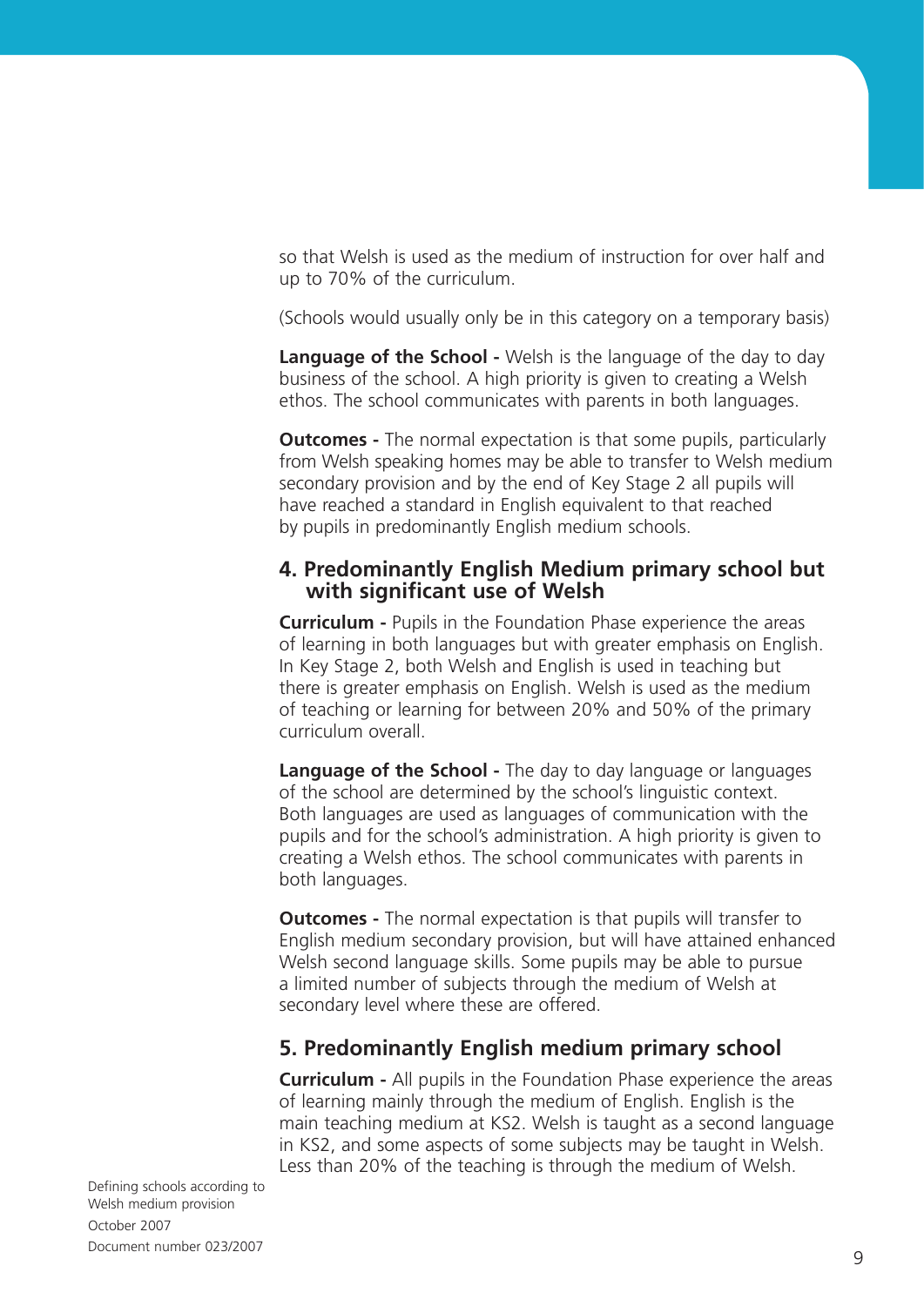so that Welsh is used as the medium of instruction for over half and up to 70% of the curriculum.

(Schools would usually only be in this category on a temporary basis)

**Language of the School -** Welsh is the language of the day to day business of the school. A high priority is given to creating a Welsh ethos. The school communicates with parents in both languages.

**Outcomes -** The normal expectation is that some pupils, particularly from Welsh speaking homes may be able to transfer to Welsh medium secondary provision and by the end of Key Stage 2 all pupils will have reached a standard in English equivalent to that reached by pupils in predominantly English medium schools.

## 4. Predominantly English Medium primary school but with significant use of Welsh

**Curriculum -** Pupils in the Foundation Phase experience the areas of learning in both languages but with greater emphasis on English. In Key Stage 2, both Welsh and English is used in teaching but there is greater emphasis on English. Welsh is used as the medium of teaching or learning for between 20% and 50% of the primary curriculum overall.

**Language of the School -** The day to day language or languages of the school are determined by the school's linguistic context. Both languages are used as languages of communication with the pupils and for the school's administration. A high priority is given to creating a Welsh ethos. The school communicates with parents in both languages.

**Outcomes -** The normal expectation is that pupils will transfer to English medium secondary provision, but will have attained enhanced Welsh second language skills. Some pupils may be able to pursue a limited number of subjects through the medium of Welsh at secondary level where these are offered.

## 5. Predominantly English medium primary school

**Curriculum -** All pupils in the Foundation Phase experience the areas of learning mainly through the medium of English. English is the main teaching medium at KS2. Welsh is taught as a second language in KS2, and some aspects of some subjects may be taught in Welsh. Less than 20% of the teaching is through the medium of Welsh.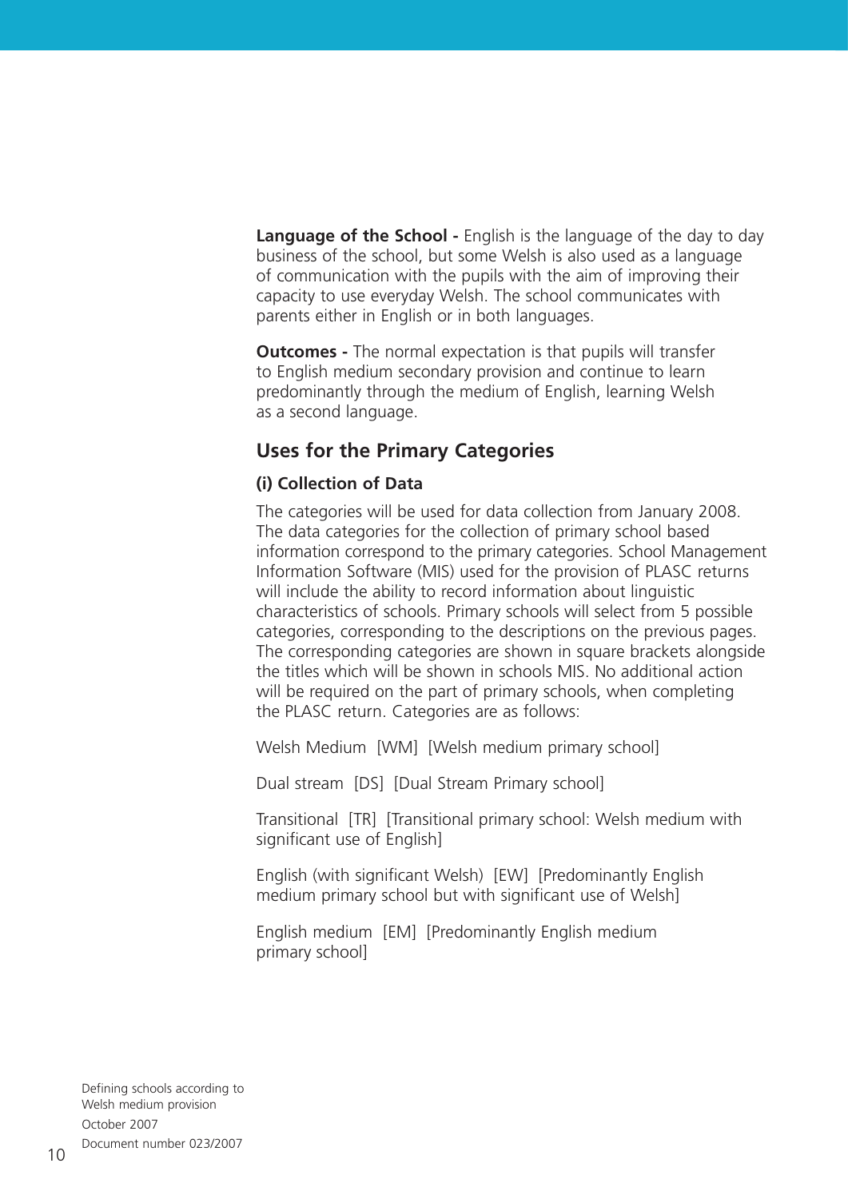**Language of the School -** English is the language of the day to day business of the school, but some Welsh is also used as a language of communication with the pupils with the aim of improving their capacity to use everyday Welsh. The school communicates with parents either in English or in both languages.

**Outcomes -** The normal expectation is that pupils will transfer to English medium secondary provision and continue to learn predominantly through the medium of English, learning Welsh as a second language.

## Uses for the Primary Categories

### (i) Collection of Data

The categories will be used for data collection from January 2008. The data categories for the collection of primary school based information correspond to the primary categories. School Management Information Software (MIS) used for the provision of PLASC returns will include the ability to record information about linguistic characteristics of schools. Primary schools will select from 5 possible categories, corresponding to the descriptions on the previous pages. The corresponding categories are shown in square brackets alongside the titles which will be shown in schools MIS. No additional action will be required on the part of primary schools, when completing the PLASC return. Categories are as follows:

Welsh Medium [WM] [Welsh medium primary school]

Dual stream [DS] [Dual Stream Primary school]

Transitional [TR] [Transitional primary school: Welsh medium with significant use of English]

English (with significant Welsh) [EW] [Predominantly English medium primary school but with significant use of Welsh]

English medium [EM] [Predominantly English medium primary school]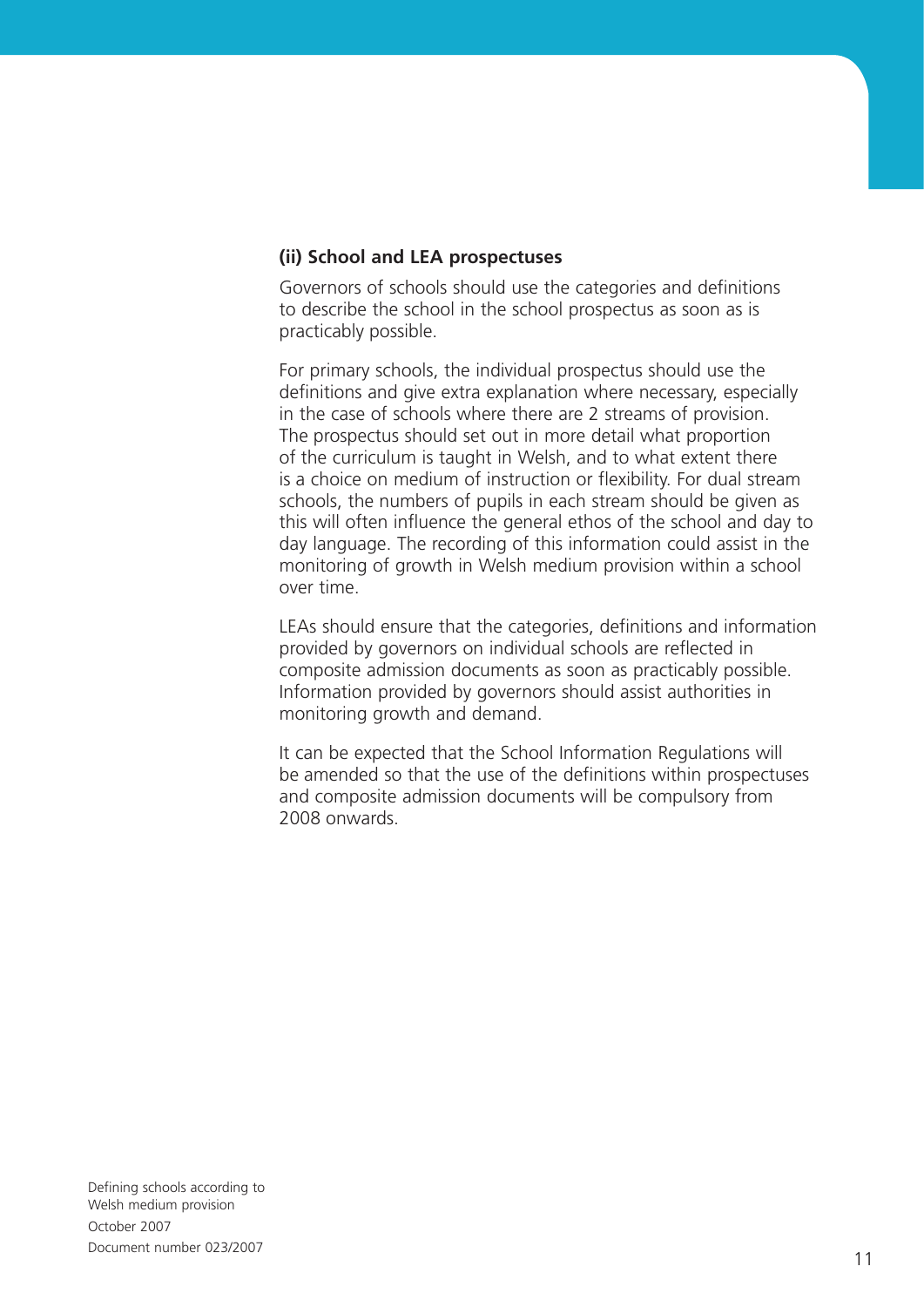**(ii) School and LEA prospectuses**

Governors of schools should use the categories and definitions to describe the school in the school prospectus as soon as is practicably possible.

For primary schools, the individual prospectus should use the definitions and give extra explanation where necessary, especially in the case of schools where there are 2 streams of provision. The prospectus should set out in more detail what proportion of the curriculum is taught in Welsh, and to what extent there is a choice on medium of instruction or flexibility. For dual stream schools, the numbers of pupils in each stream should be given as this will often influence the general ethos of the school and day to day language. The recording of this information could assist in the monitoring of growth in Welsh medium provision within a school over time.

LEAs should ensure that the categories, definitions and information provided by governors on individual schools are reflected in composite admission documents as soon as practicably possible. Information provided by governors should assist authorities in monitoring growth and demand.

It can be expected that the School Information Regulations will be amended so that the use of the definitions within prospectuses and composite admission documents will be compulsory from 2008 onwards.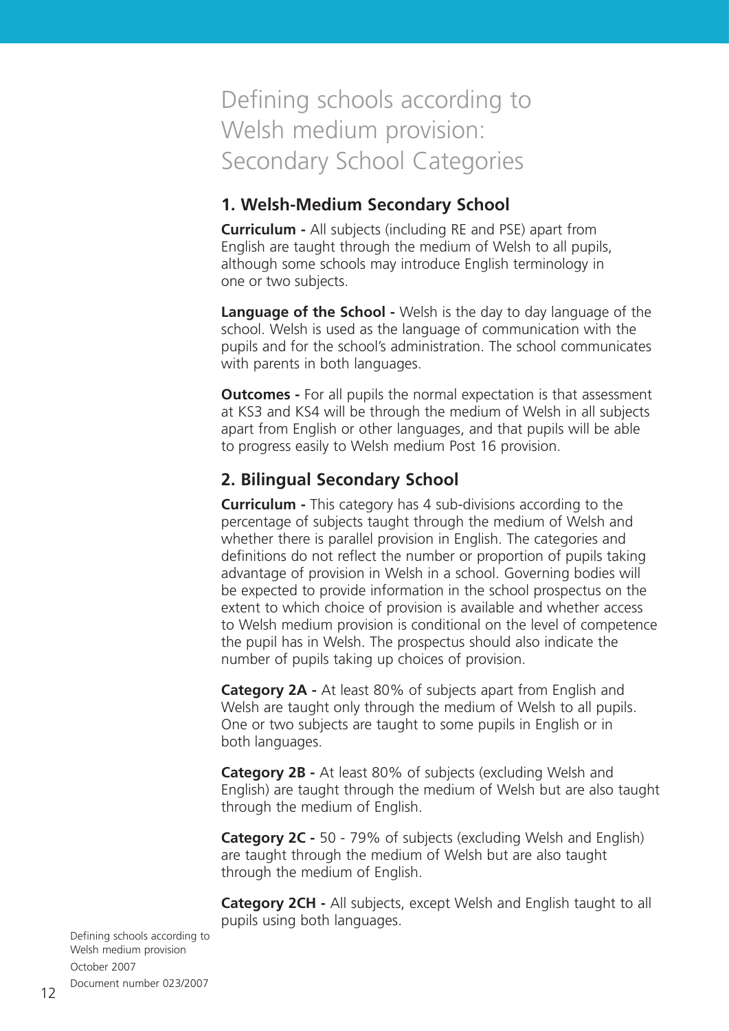# Defining schools according to Welsh medium provision: Secondary School Categories

## 1. Welsh-Medium Secondary School

**Curriculum -** All subjects (including RE and PSE) apart from English are taught through the medium of Welsh to all pupils, although some schools may introduce English terminology in one or two subjects.

**Language of the School -** Welsh is the day to day language of the school. Welsh is used as the language of communication with the pupils and for the school's administration. The school communicates with parents in both languages.

**Outcomes -** For all pupils the normal expectation is that assessment at KS3 and KS4 will be through the medium of Welsh in all subjects apart from English or other languages, and that pupils will be able to progress easily to Welsh medium Post 16 provision.

## 2. Bilingual Secondary School

**Curriculum -** This category has 4 sub-divisions according to the percentage of subjects taught through the medium of Welsh and whether there is parallel provision in English. The categories and definitions do not reflect the number or proportion of pupils taking advantage of provision in Welsh in a school. Governing bodies will be expected to provide information in the school prospectus on the extent to which choice of provision is available and whether access to Welsh medium provision is conditional on the level of competence the pupil has in Welsh. The prospectus should also indicate the number of pupils taking up choices of provision.

**Category 2A -** At least 80% of subjects apart from English and Welsh are taught only through the medium of Welsh to all pupils. One or two subjects are taught to some pupils in English or in both languages.

**Category 2B -** At least 80% of subjects (excluding Welsh and English) are taught through the medium of Welsh but are also taught through the medium of English.

**Category 2C -** 50 - 79% of subjects (excluding Welsh and English) are taught through the medium of Welsh but are also taught through the medium of English.

**Category 2CH -** All subjects, except Welsh and English taught to all pupils using both languages.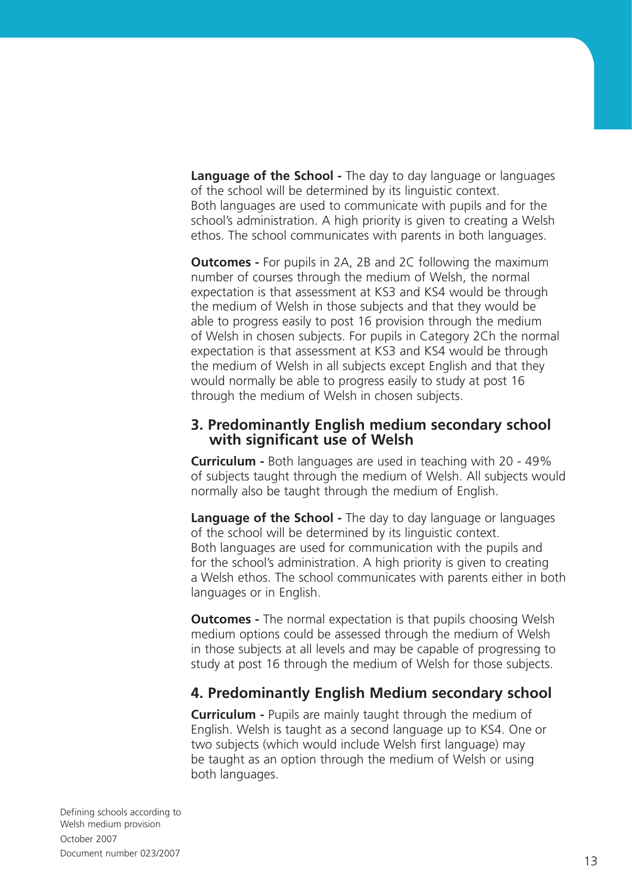**Language of the School -** The day to day language or languages of the school will be determined by its linguistic context. Both languages are used to communicate with pupils and for the school's administration. A high priority is given to creating a Welsh ethos. The school communicates with parents in both languages.

**Outcomes -** For pupils in 2A, 2B and 2C following the maximum number of courses through the medium of Welsh, the normal expectation is that assessment at KS3 and KS4 would be through the medium of Welsh in those subjects and that they would be able to progress easily to post 16 provision through the medium of Welsh in chosen subjects. For pupils in Category 2Ch the normal expectation is that assessment at KS3 and KS4 would be through the medium of Welsh in all subjects except English and that they would normally be able to progress easily to study at post 16 through the medium of Welsh in chosen subjects.

### 3. Predominantly English medium secondary school with significant use of Welsh

**Curriculum -** Both languages are used in teaching with 20 - 49% of subjects taught through the medium of Welsh. All subjects would normally also be taught through the medium of English.

**Language of the School -** The day to day language or languages of the school will be determined by its linguistic context. Both languages are used for communication with the pupils and for the school's administration. A high priority is given to creating a Welsh ethos. The school communicates with parents either in both languages or in English.

**Outcomes -** The normal expectation is that pupils choosing Welsh medium options could be assessed through the medium of Welsh in those subjects at all levels and may be capable of progressing to study at post 16 through the medium of Welsh for those subjects.

### 4. Predominantly English Medium secondary school

**Curriculum -** Pupils are mainly taught through the medium of English. Welsh is taught as a second language up to KS4. One or two subjects (which would include Welsh first language) may be taught as an option through the medium of Welsh or using both languages.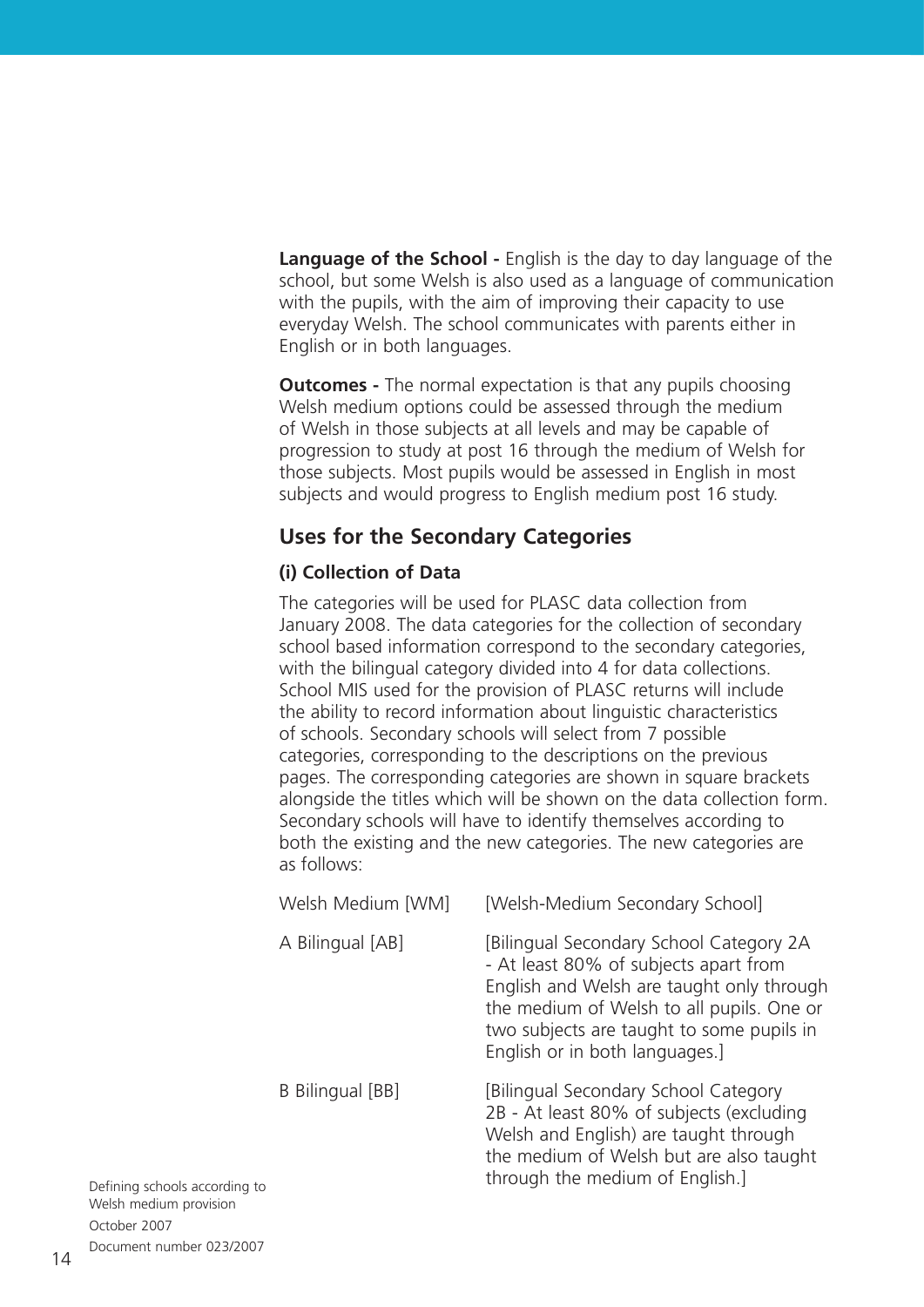**Language of the School -** English is the day to day language of the school, but some Welsh is also used as a language of communication with the pupils, with the aim of improving their capacity to use everyday Welsh. The school communicates with parents either in English or in both languages.

**Outcomes -** The normal expectation is that any pupils choosing Welsh medium options could be assessed through the medium of Welsh in those subjects at all levels and may be capable of progression to study at post 16 through the medium of Welsh for those subjects. Most pupils would be assessed in English in most subjects and would progress to English medium post 16 study.

## Uses for the Secondary Categories

### (i) Collection of Data

The categories will be used for PLASC data collection from January 2008. The data categories for the collection of secondary school based information correspond to the secondary categories, with the bilingual category divided into 4 for data collections. School MIS used for the provision of PLASC returns will include the ability to record information about linguistic characteristics of schools. Secondary schools will select from 7 possible categories, corresponding to the descriptions on the previous pages. The corresponding categories are shown in square brackets alongside the titles which will be shown on the data collection form. Secondary schools will have to identify themselves according to both the existing and the new categories. The new categories are as follows:

| | |
|---|---|
| Welsh Medium [WM] | [Welsh-Medium Secondary School] |
| A Bilingual [AB] | [Bilingual Secondary School Category 2A - At least 80% of subjects apart from English and Welsh are taught only through the medium of Welsh to all pupils. One or two subjects are taught to some pupils in English or in both languages.] |
| B Bilingual [BB] | [Bilingual Secondary School Category 2B - At least 80% of subjects (excluding Welsh and English) are taught through the medium of Welsh but are also taught through the medium of English.] |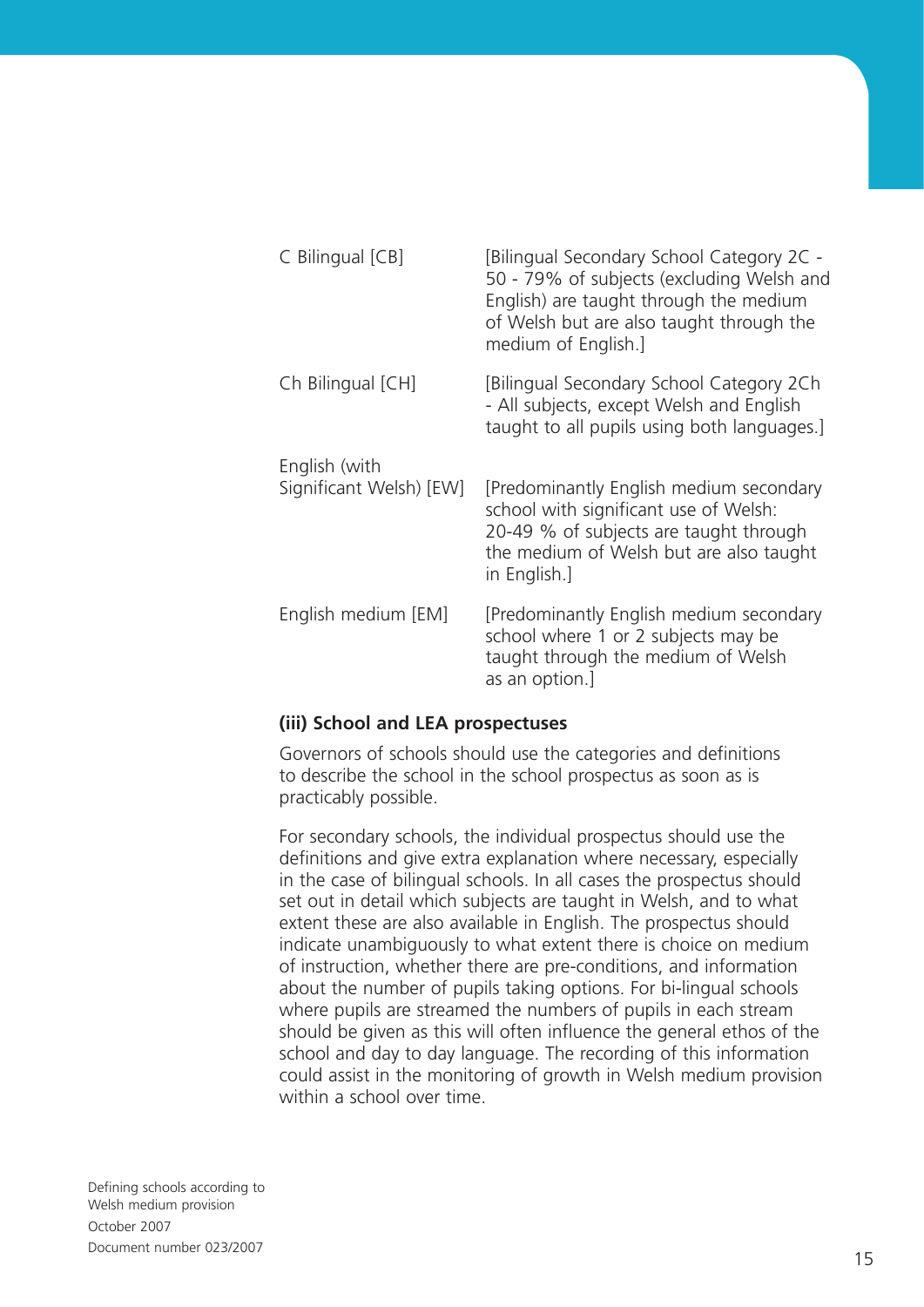| | |
|---|---|
| C Bilingual [CB] | [Bilingual Secondary School Category 2C - 50 - 79% of subjects (excluding Welsh and English) are taught through the medium of Welsh but are also taught through the medium of English.] |
| Ch Bilingual [CH] | [Bilingual Secondary School Category 2Ch - All subjects, except Welsh and English taught to all pupils using both languages.] |
| English (with Significant Welsh) [EW] | [Predominantly English medium secondary school with significant use of Welsh: 20-49 % of subjects are taught through the medium of Welsh but are also taught in English.] |
| English medium [EM] | [Predominantly English medium secondary school where 1 or 2 subjects may be taught through the medium of Welsh as an option.] |

**(iii) School and LEA prospectuses**

Governors of schools should use the categories and definitions to describe the school in the school prospectus as soon as is practicably possible.

For secondary schools, the individual prospectus should use the definitions and give extra explanation where necessary, especially in the case of bilingual schools. In all cases the prospectus should set out in detail which subjects are taught in Welsh, and to what extent these are also available in English. The prospectus should indicate unambiguously to what extent there is choice on medium of instruction, whether there are pre-conditions, and information about the number of pupils taking options. For bi-lingual schools where pupils are streamed the numbers of pupils in each stream should be given as this will often influence the general ethos of the school and day to day language. The recording of this information could assist in the monitoring of growth in Welsh medium provision within a school over time.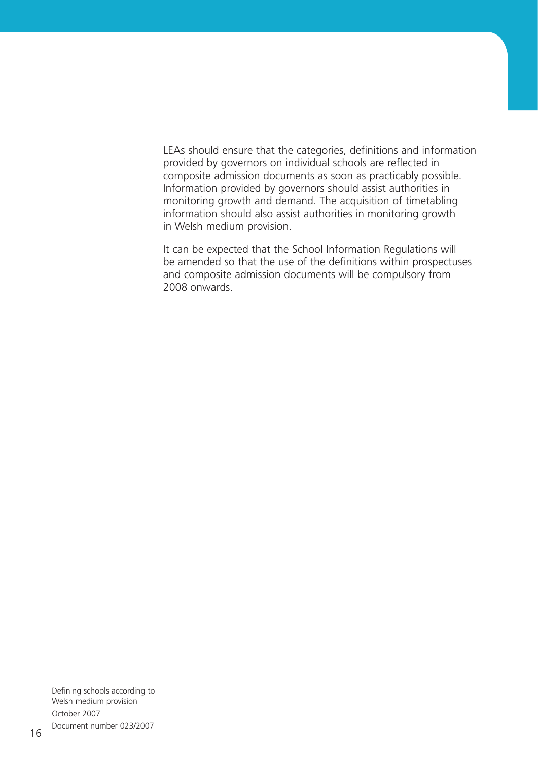LEAs should ensure that the categories, definitions and information provided by governors on individual schools are reflected in composite admission documents as soon as practicably possible. Information provided by governors should assist authorities in monitoring growth and demand. The acquisition of timetabling information should also assist authorities in monitoring growth in Welsh medium provision.

It can be expected that the School Information Regulations will be amended so that the use of the definitions within prospectuses and composite admission documents will be compulsory from 2008 onwards.